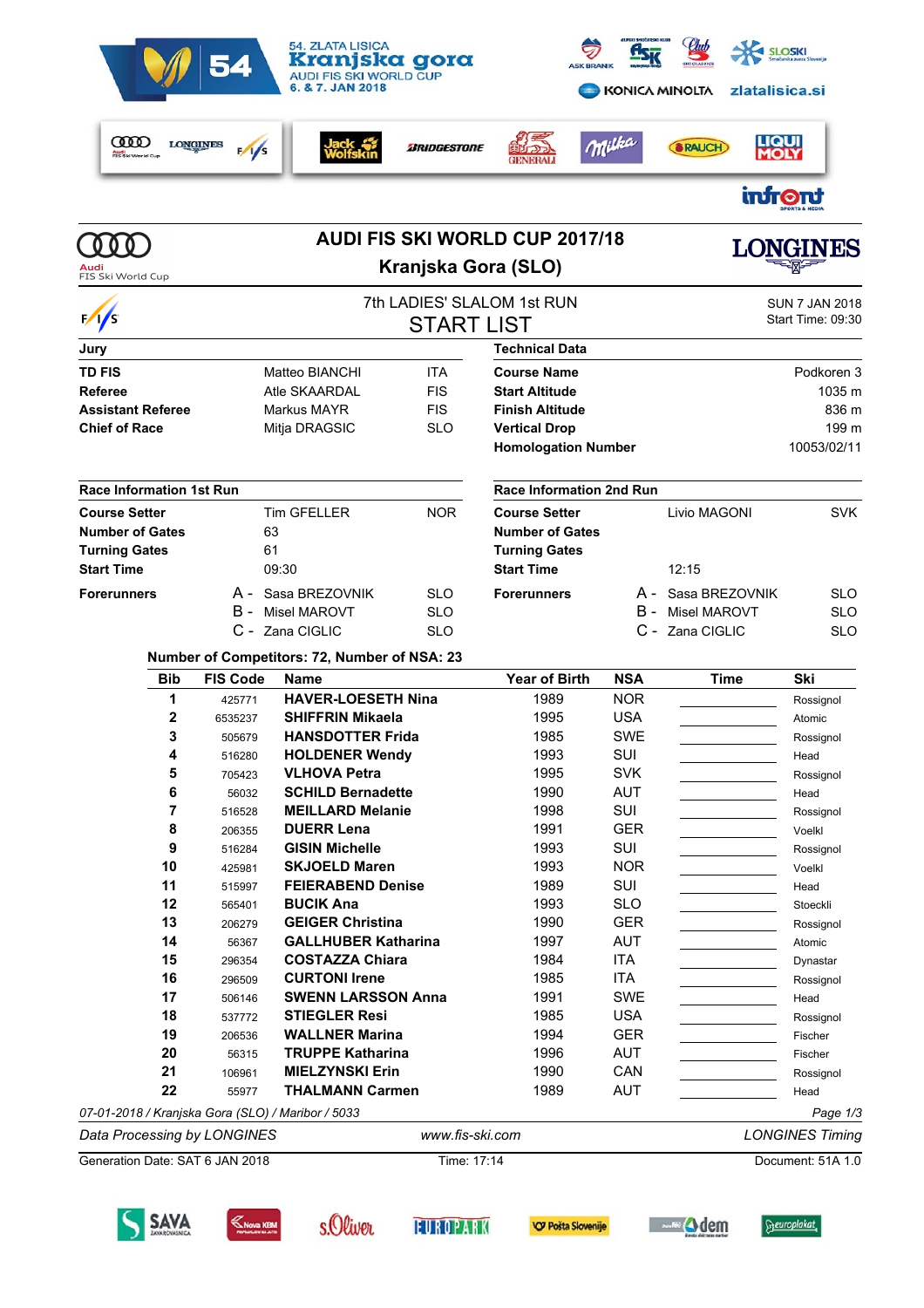54. ZLATA LISICA
**Kranjska gora**
AUDI FIS SKI WORLD CUP
6. & 7. JAN 2018

# AUDI FIS SKI WORLD CUP 2017/18

## Kranjska Gora (SLO)

### 7th LADIES' SLALOM 1st RUN

### START LIST

SUN 7 JAN 2018
Start Time: 09:30

| Jury | | |
|---|---|---|
| **TD FIS** | Matteo BIANCHI | ITA |
| **Referee** | Atle SKAARDAL | FIS |
| **Assistant Referee** | Markus MAYR | FIS |
| **Chief of Race** | Mitja DRAGSIC | SLO |

| Technical Data | |
|---|---|
| **Course Name** | Podkoren 3 |
| **Start Altitude** | 1035 m |
| **Finish Altitude** | 836 m |
| **Vertical Drop** | 199 m |
| **Homologation Number** | 10053/02/11 |

| Race Information 1st Run | | |
|---|---|---|
| **Course Setter** | Tim GFELLER | NOR |
| **Number of Gates** | 63 | |
| **Turning Gates** | 61 | |
| **Start Time** | 09:30 | |
| **Forerunners** | A - Sasa BREZOVNIK | SLO |
| | B - Misel MAROVT | SLO |
| | C - Zana CIGLIC | SLO |

| Race Information 2nd Run | | |
|---|---|---|
| **Course Setter** | Livio MAGONI | SVK |
| **Number of Gates** | | |
| **Turning Gates** | | |
| **Start Time** | 12:15 | |
| **Forerunners** | A - Sasa BREZOVNIK | SLO |
| | B - Misel MAROVT | SLO |
| | C - Zana CIGLIC | SLO |

**Number of Competitors: 72, Number of NSA: 23**

| Bib | FIS Code | Name | Year of Birth | NSA | Time | Ski |
|---|---|---|---|---|---|---|
| 1 | 425771 | **HAVER-LOESETH Nina** | 1989 | NOR | | Rossignol |
| 2 | 6535237 | **SHIFFRIN Mikaela** | 1995 | USA | | Atomic |
| 3 | 505679 | **HANSDOTTER Frida** | 1985 | SWE | | Rossignol |
| 4 | 516280 | **HOLDENER Wendy** | 1993 | SUI | | Head |
| 5 | 705423 | **VLHOVA Petra** | 1995 | SVK | | Rossignol |
| 6 | 56032 | **SCHILD Bernadette** | 1990 | AUT | | Head |
| 7 | 516528 | **MEILLARD Melanie** | 1998 | SUI | | Rossignol |
| 8 | 206355 | **DUERR Lena** | 1991 | GER | | Voelkl |
| 9 | 516284 | **GISIN Michelle** | 1993 | SUI | | Rossignol |
| 10 | 425981 | **SKJOELD Maren** | 1993 | NOR | | Voelkl |
| 11 | 515997 | **FEIERABEND Denise** | 1989 | SUI | | Head |
| 12 | 565401 | **BUCIK Ana** | 1993 | SLO | | Stoeckli |
| 13 | 206279 | **GEIGER Christina** | 1990 | GER | | Rossignol |
| 14 | 56367 | **GALLHUBER Katharina** | 1997 | AUT | | Atomic |
| 15 | 296354 | **COSTAZZA Chiara** | 1984 | ITA | | Dynastar |
| 16 | 296509 | **CURTONI Irene** | 1985 | ITA | | Rossignol |
| 17 | 506146 | **SWENN LARSSON Anna** | 1991 | SWE | | Head |
| 18 | 537772 | **STIEGLER Resi** | 1985 | USA | | Rossignol |
| 19 | 206536 | **WALLNER Marina** | 1994 | GER | | Fischer |
| 20 | 56315 | **TRUPPE Katharina** | 1996 | AUT | | Fischer |
| 21 | 106961 | **MIELZYNSKI Erin** | 1990 | CAN | | Rossignol |
| 22 | 55977 | **THALMANN Carmen** | 1989 | AUT | | Head |

*07-01-2018 / Kranjska Gora (SLO) / Maribor / 5033*

*Data Processing by LONGINES* *www.fis-ski.com* *LONGINES Timing*

Generation Date: SAT 6 JAN 2018 Time: 17:14 Document: 51A 1.0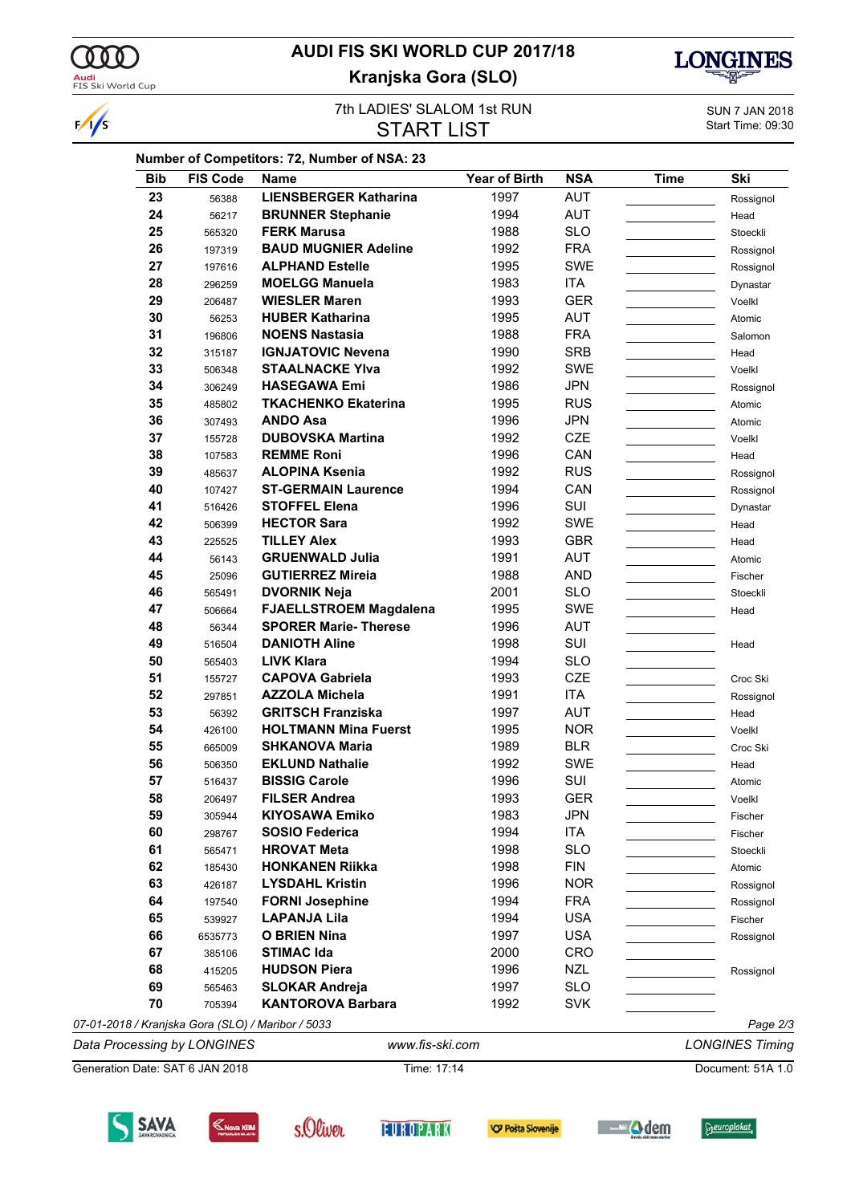# AUDI FIS SKI WORLD CUP 2017/18

## Kranjska Gora (SLO)

7th LADIES' SLALOM 1st RUN

## START LIST

SUN 7 JAN 2018
Start Time: 09:30

**Number of Competitors: 72, Number of NSA: 23**

| Bib | FIS Code | Name | Year of Birth | NSA | Time | Ski |
|---|---|---|---|---|---|---|
| 23 | 56388 | LIENSBERGER Katharina | 1997 | AUT | | Rossignol |
| 24 | 56217 | BRUNNER Stephanie | 1994 | AUT | | Head |
| 25 | 565320 | FERK Marusa | 1988 | SLO | | Stoeckli |
| 26 | 197319 | BAUD MUGNIER Adeline | 1992 | FRA | | Rossignol |
| 27 | 197616 | ALPHAND Estelle | 1995 | SWE | | Rossignol |
| 28 | 296259 | MOELGG Manuela | 1983 | ITA | | Dynastar |
| 29 | 206487 | WIESLER Maren | 1993 | GER | | Voelkl |
| 30 | 56253 | HUBER Katharina | 1995 | AUT | | Atomic |
| 31 | 196806 | NOENS Nastasia | 1988 | FRA | | Salomon |
| 32 | 315187 | IGNJATOVIC Nevena | 1990 | SRB | | Head |
| 33 | 506348 | STAALNACKE Ylva | 1992 | SWE | | Voelkl |
| 34 | 306249 | HASEGAWA Emi | 1986 | JPN | | Rossignol |
| 35 | 485802 | TKACHENKO Ekaterina | 1995 | RUS | | Atomic |
| 36 | 307493 | ANDO Asa | 1996 | JPN | | Atomic |
| 37 | 155728 | DUBOVSKA Martina | 1992 | CZE | | Voelkl |
| 38 | 107583 | REMME Roni | 1996 | CAN | | Head |
| 39 | 485637 | ALOPINA Ksenia | 1992 | RUS | | Rossignol |
| 40 | 107427 | ST-GERMAIN Laurence | 1994 | CAN | | Rossignol |
| 41 | 516426 | STOFFEL Elena | 1996 | SUI | | Dynastar |
| 42 | 506399 | HECTOR Sara | 1992 | SWE | | Head |
| 43 | 225525 | TILLEY Alex | 1993 | GBR | | Head |
| 44 | 56143 | GRUENWALD Julia | 1991 | AUT | | Atomic |
| 45 | 25096 | GUTIERREZ Mireia | 1988 | AND | | Fischer |
| 46 | 565491 | DVORNIK Neja | 2001 | SLO | | Stoeckli |
| 47 | 506664 | FJAELLSTROEM Magdalena | 1995 | SWE | | Head |
| 48 | 56344 | SPORER Marie- Therese | 1996 | AUT | | |
| 49 | 516504 | DANIOTH Aline | 1998 | SUI | | Head |
| 50 | 565403 | LIVK Klara | 1994 | SLO | | |
| 51 | 155727 | CAPOVA Gabriela | 1993 | CZE | | Croc Ski |
| 52 | 297851 | AZZOLA Michela | 1991 | ITA | | Rossignol |
| 53 | 56392 | GRITSCH Franziska | 1997 | AUT | | Head |
| 54 | 426100 | HOLTMANN Mina Fuerst | 1995 | NOR | | Voelkl |
| 55 | 665009 | SHKANOVA Maria | 1989 | BLR | | Croc Ski |
| 56 | 506350 | EKLUND Nathalie | 1992 | SWE | | Head |
| 57 | 516437 | BISSIG Carole | 1996 | SUI | | Atomic |
| 58 | 206497 | FILSER Andrea | 1993 | GER | | Voelkl |
| 59 | 305944 | KIYOSAWA Emiko | 1983 | JPN | | Fischer |
| 60 | 298767 | SOSIO Federica | 1994 | ITA | | Fischer |
| 61 | 565471 | HROVAT Meta | 1998 | SLO | | Stoeckli |
| 62 | 185430 | HONKANEN Riikka | 1998 | FIN | | Atomic |
| 63 | 426187 | LYSDAHL Kristin | 1996 | NOR | | Rossignol |
| 64 | 197540 | FORNI Josephine | 1994 | FRA | | Rossignol |
| 65 | 539927 | LAPANJA Lila | 1994 | USA | | Fischer |
| 66 | 6535773 | O BRIEN Nina | 1997 | USA | | Rossignol |
| 67 | 385106 | STIMAC Ida | 2000 | CRO | | |
| 68 | 415205 | HUDSON Piera | 1996 | NZL | | Rossignol |
| 69 | 565463 | SLOKAR Andreja | 1997 | SLO | | |
| 70 | 705394 | KANTOROVA Barbara | 1992 | SVK | | |

*07-01-2018 / Kranjska Gora (SLO) / Maribor / 5033*

*Data Processing by LONGINES* — *www.fis-ski.com* — *LONGINES Timing*

Generation Date: SAT 6 JAN 2018 — Time: 17:14 — Document: 51A 1.0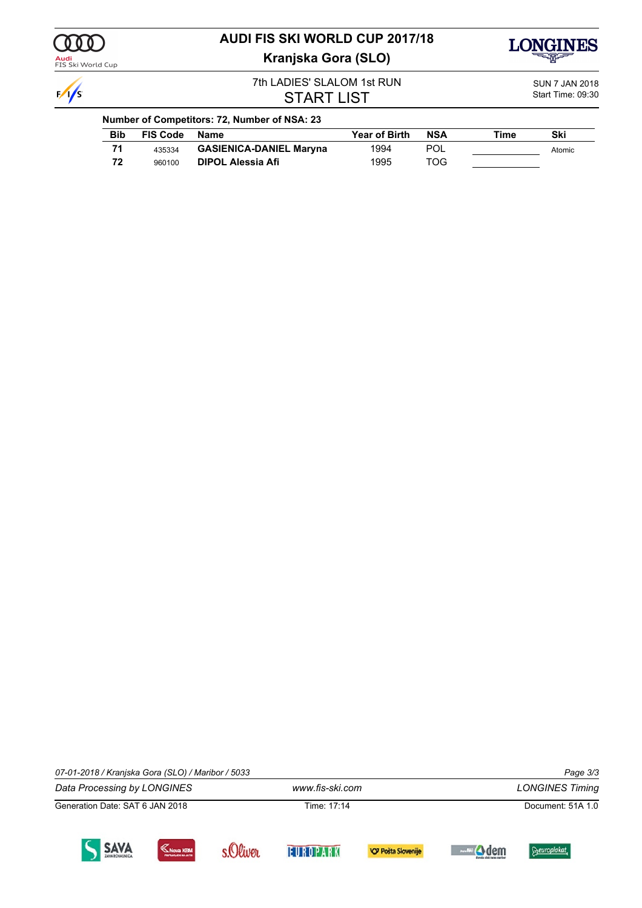# AUDI FIS SKI WORLD CUP 2017/18

## Kranjska Gora (SLO)

7th LADIES' SLALOM 1st RUN

## START LIST

SUN 7 JAN 2018
Start Time: 09:30

**Number of Competitors: 72, Number of NSA: 23**

| Bib | FIS Code | Name | Year of Birth | NSA | Time | Ski |
|---|---|---|---|---|---|---|
| **71** | 435334 | **GASIENICA-DANIEL Maryna** | 1994 | POL | | Atomic |
| **72** | 960100 | **DIPOL Alessia Afi** | 1995 | TOG | | |

*07-01-2018 / Kranjska Gora (SLO) / Maribor / 5033*

*Data Processing by LONGINES* *www.fis-ski.com* *LONGINES Timing*

Generation Date: SAT 6 JAN 2018 Time: 17:14 Document: 51A 1.0